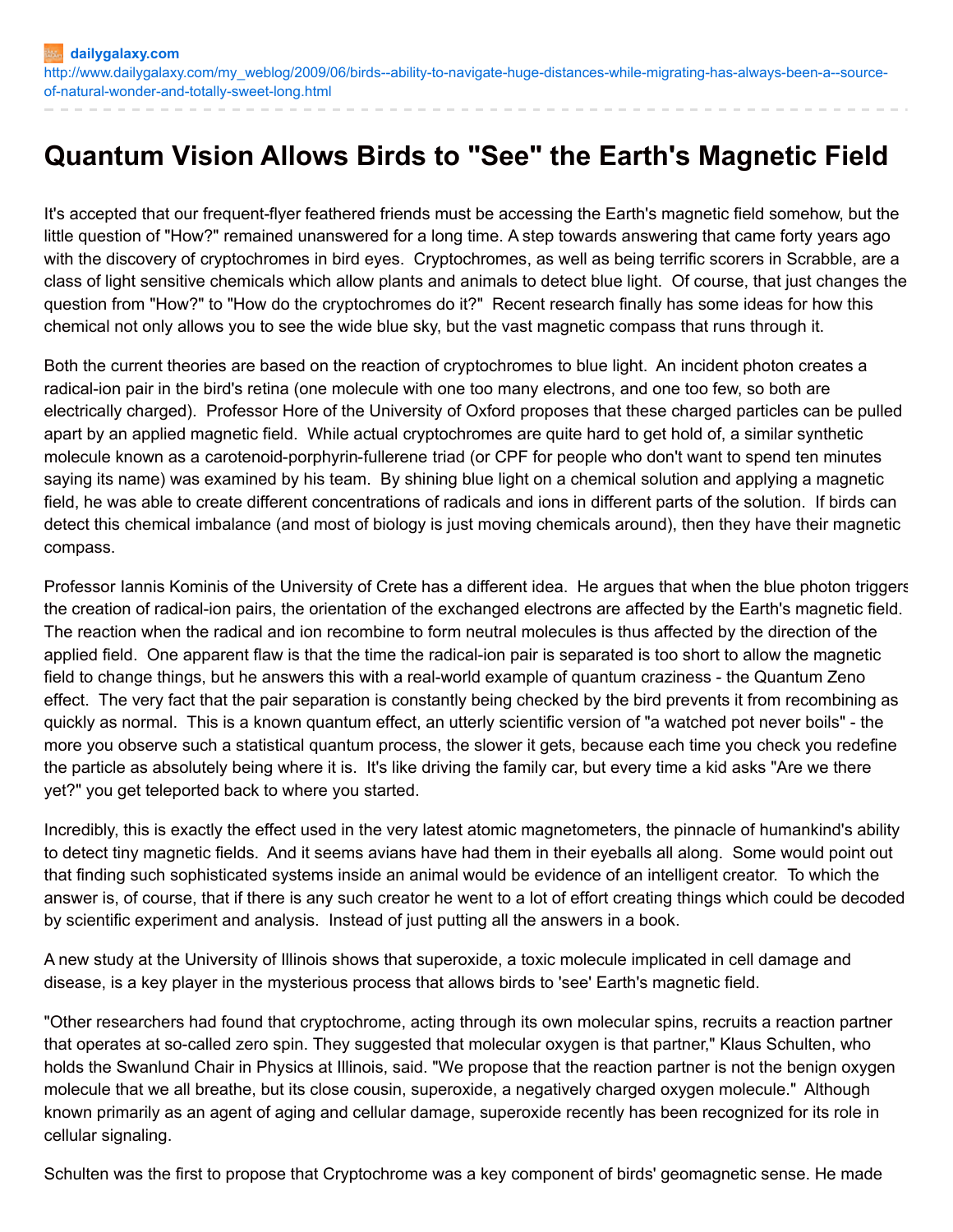dailygalaxy.com
http://www.dailygalaxy.com/my_weblog/2009/06/birds--ability-to-navigate-huge-distances-while-migrating-has-always-been-a--source-of-natural-wonder-and-totally-sweet-long.html

# Quantum Vision Allows Birds to "See" the Earth's Magnetic Field

It's accepted that our frequent-flyer feathered friends must be accessing the Earth's magnetic field somehow, but the little question of "How?" remained unanswered for a long time. A step towards answering that came forty years ago with the discovery of cryptochromes in bird eyes. Cryptochromes, as well as being terrific scorers in Scrabble, are a class of light sensitive chemicals which allow plants and animals to detect blue light. Of course, that just changes the question from "How?" to "How do the cryptochromes do it?" Recent research finally has some ideas for how this chemical not only allows you to see the wide blue sky, but the vast magnetic compass that runs through it.

Both the current theories are based on the reaction of cryptochromes to blue light. An incident photon creates a radical-ion pair in the bird's retina (one molecule with one too many electrons, and one too few, so both are electrically charged). Professor Hore of the University of Oxford proposes that these charged particles can be pulled apart by an applied magnetic field. While actual cryptochromes are quite hard to get hold of, a similar synthetic molecule known as a carotenoid-porphyrin-fullerene triad (or CPF for people who don't want to spend ten minutes saying its name) was examined by his team. By shining blue light on a chemical solution and applying a magnetic field, he was able to create different concentrations of radicals and ions in different parts of the solution. If birds can detect this chemical imbalance (and most of biology is just moving chemicals around), then they have their magnetic compass.

Professor Iannis Kominis of the University of Crete has a different idea. He argues that when the blue photon triggers the creation of radical-ion pairs, the orientation of the exchanged electrons are affected by the Earth's magnetic field. The reaction when the radical and ion recombine to form neutral molecules is thus affected by the direction of the applied field. One apparent flaw is that the time the radical-ion pair is separated is too short to allow the magnetic field to change things, but he answers this with a real-world example of quantum craziness - the Quantum Zeno effect. The very fact that the pair separation is constantly being checked by the bird prevents it from recombining as quickly as normal. This is a known quantum effect, an utterly scientific version of "a watched pot never boils" - the more you observe such a statistical quantum process, the slower it gets, because each time you check you redefine the particle as absolutely being where it is. It's like driving the family car, but every time a kid asks "Are we there yet?" you get teleported back to where you started.

Incredibly, this is exactly the effect used in the very latest atomic magnetometers, the pinnacle of humankind's ability to detect tiny magnetic fields. And it seems avians have had them in their eyeballs all along. Some would point out that finding such sophisticated systems inside an animal would be evidence of an intelligent creator. To which the answer is, of course, that if there is any such creator he went to a lot of effort creating things which could be decoded by scientific experiment and analysis. Instead of just putting all the answers in a book.

A new study at the University of Illinois shows that superoxide, a toxic molecule implicated in cell damage and disease, is a key player in the mysterious process that allows birds to 'see' Earth's magnetic field.

"Other researchers had found that cryptochrome, acting through its own molecular spins, recruits a reaction partner that operates at so-called zero spin. They suggested that molecular oxygen is that partner," Klaus Schulten, who holds the Swanlund Chair in Physics at Illinois, said. "We propose that the reaction partner is not the benign oxygen molecule that we all breathe, but its close cousin, superoxide, a negatively charged oxygen molecule." Although known primarily as an agent of aging and cellular damage, superoxide recently has been recognized for its role in cellular signaling.

Schulten was the first to propose that Cryptochrome was a key component of birds' geomagnetic sense. He made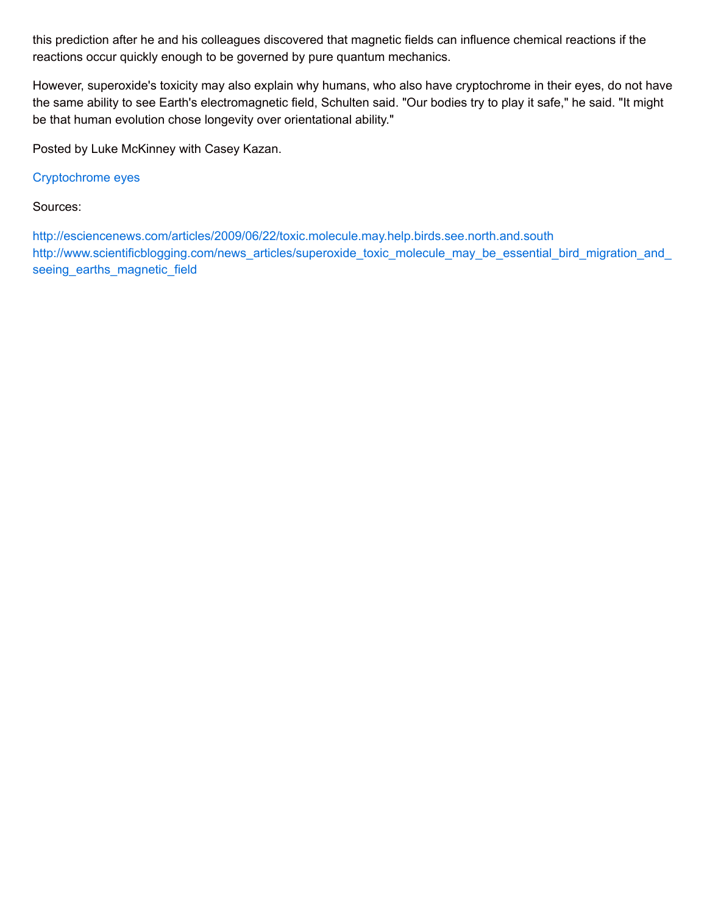this prediction after he and his colleagues discovered that magnetic fields can influence chemical reactions if the reactions occur quickly enough to be governed by pure quantum mechanics.

However, superoxide's toxicity may also explain why humans, who also have cryptochrome in their eyes, do not have the same ability to see Earth's electromagnetic field, Schulten said. "Our bodies try to play it safe," he said. "It might be that human evolution chose longevity over orientational ability."

Posted by Luke McKinney with Casey Kazan.

Cryptochrome eyes

Sources:

http://esciencenews.com/articles/2009/06/22/toxic.molecule.may.help.birds.see.north.and.south
http://www.scientificblogging.com/news_articles/superoxide_toxic_molecule_may_be_essential_bird_migration_and_seeing_earths_magnetic_field